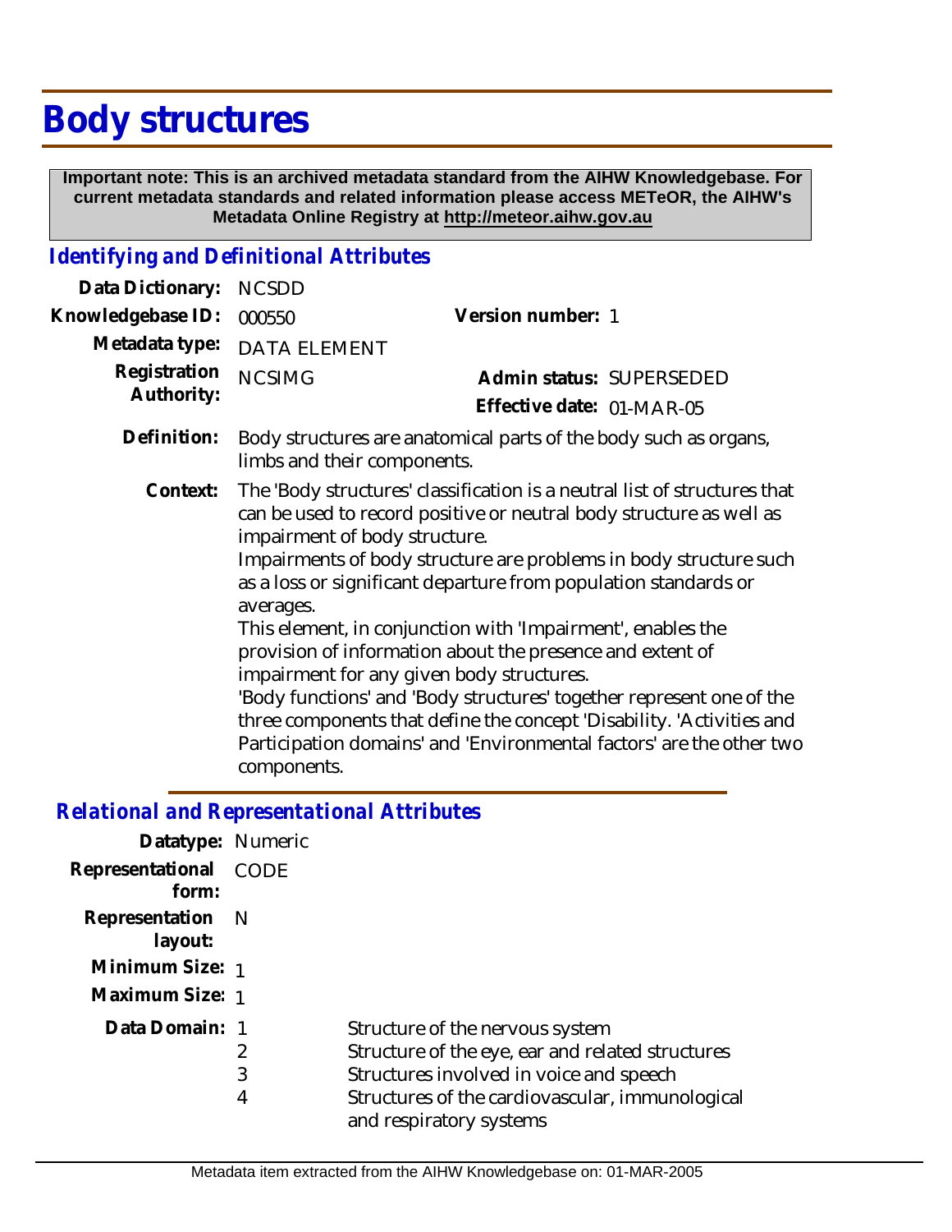# Body structures

**Important note: This is an archived metadata standard from the AIHW Knowledgebase. For current metadata standards and related information please access METeOR, the AIHW's Metadata Online Registry at http://meteor.aihw.gov.au**

## *Identifying and Definitional Attributes*

| | | | |
|---|---|---|---|
| **Data Dictionary:** | NCSDD | | |
| **Knowledgebase ID:** | 000550 | **Version number:** | 1 |
| **Metadata type:** | DATA ELEMENT | | |
| **Registration Authority:** | NCSIMG | **Admin status:** | SUPERSEDED |
| | | **Effective date:** | 01-MAR-05 |

**Definition:** Body structures are anatomical parts of the body such as organs, limbs and their components.

**Context:** The 'Body structures' classification is a neutral list of structures that can be used to record positive or neutral body structure as well as impairment of body structure.
Impairments of body structure are problems in body structure such as a loss or significant departure from population standards or averages.
This element, in conjunction with 'Impairment', enables the provision of information about the presence and extent of impairment for any given body structures.
'Body functions' and 'Body structures' together represent one of the three components that define the concept 'Disability. 'Activities and Participation domains' and 'Environmental factors' are the other two components.

## *Relational and Representational Attributes*

**Datatype:** Numeric

**Representational form:** CODE

**Representation layout:** N

**Minimum Size:** 1

**Maximum Size:** 1

**Data Domain:**

| | |
|---|---|
| 1 | Structure of the nervous system |
| 2 | Structure of the eye, ear and related structures |
| 3 | Structures involved in voice and speech |
| 4 | Structures of the cardiovascular, immunological and respiratory systems |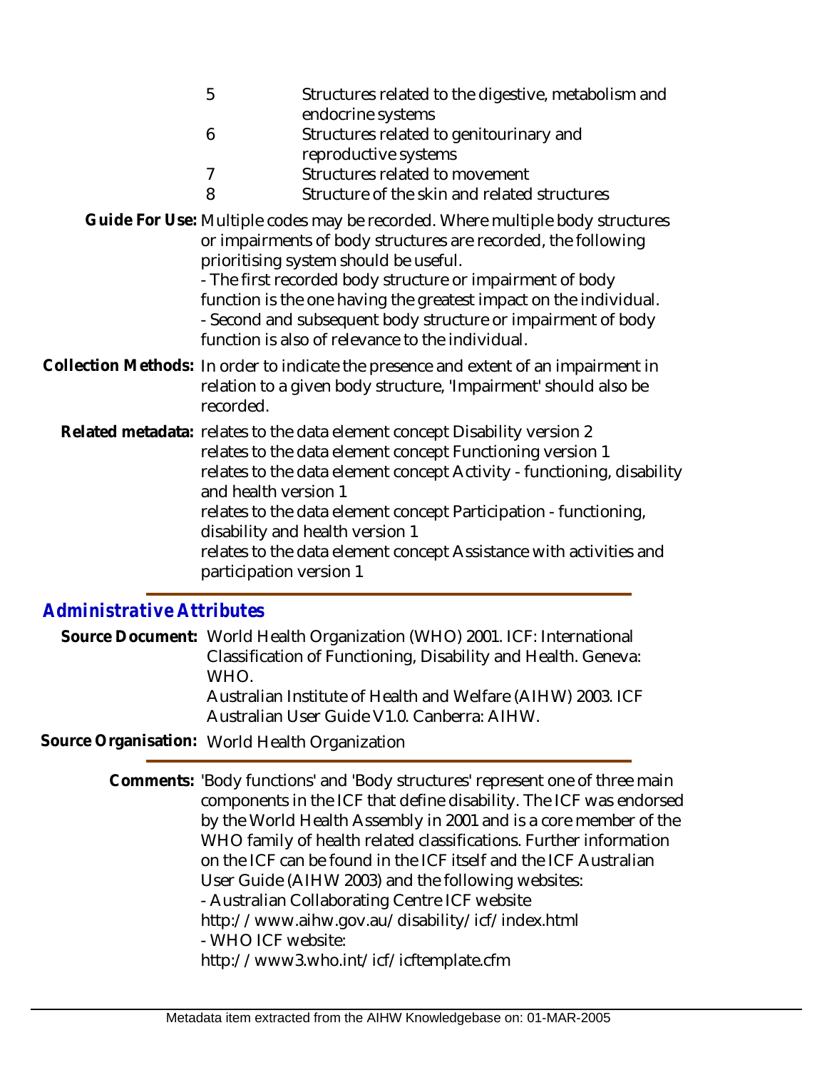| | |
|---|---|
| 5 | Structures related to the digestive, metabolism and endocrine systems |
| 6 | Structures related to genitourinary and reproductive systems |
| 7 | Structures related to movement |
| 8 | Structure of the skin and related structures |

**Guide For Use:** Multiple codes may be recorded. Where multiple body structures or impairments of body structures are recorded, the following prioritising system should be useful.
- The first recorded body structure or impairment of body function is the one having the greatest impact on the individual.
- Second and subsequent body structure or impairment of body function is also of relevance to the individual.

**Collection Methods:** In order to indicate the presence and extent of an impairment in relation to a given body structure, 'Impairment' should also be recorded.

**Related metadata:** relates to the data element concept Disability version 2
relates to the data element concept Functioning version 1
relates to the data element concept Activity - functioning, disability and health version 1
relates to the data element concept Participation - functioning, disability and health version 1
relates to the data element concept Assistance with activities and participation version 1

## *Administrative Attributes*

**Source Document:** World Health Organization (WHO) 2001. ICF: International Classification of Functioning, Disability and Health. Geneva: WHO.
Australian Institute of Health and Welfare (AIHW) 2003. ICF Australian User Guide V1.0. Canberra: AIHW.

**Source Organisation:** World Health Organization

**Comments:** 'Body functions' and 'Body structures' represent one of three main components in the ICF that define disability. The ICF was endorsed by the World Health Assembly in 2001 and is a core member of the WHO family of health related classifications. Further information on the ICF can be found in the ICF itself and the ICF Australian User Guide (AIHW 2003) and the following websites:
- Australian Collaborating Centre ICF website
http://www.aihw.gov.au/disability/icf/index.html
- WHO ICF website:
http://www3.who.int/icf/icftemplate.cfm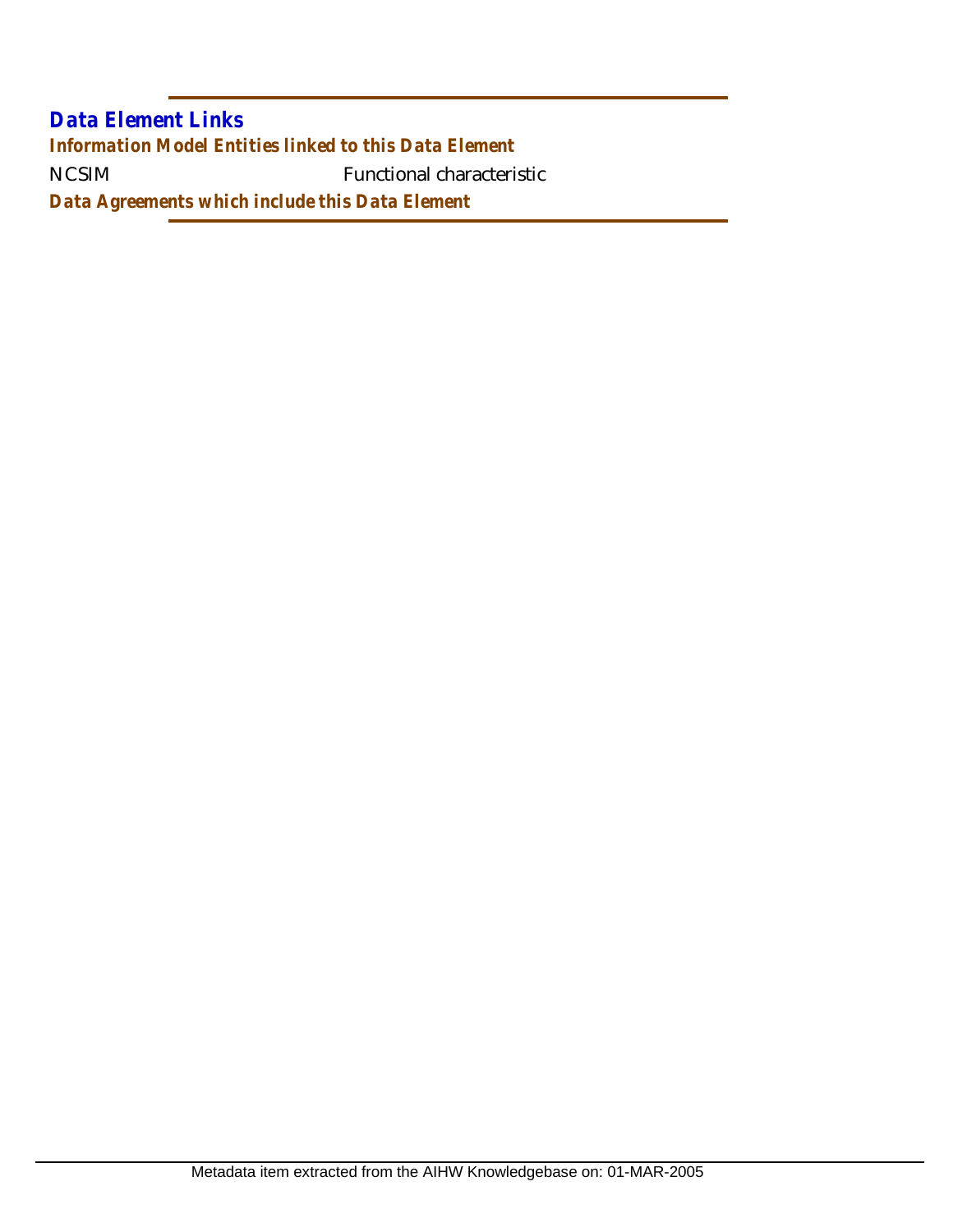## Data Element Links

### *Information Model Entities linked to this Data Element*

| | |
|---|---|
| NCSIM | Functional characteristic |

### *Data Agreements which include this Data Element*

Metadata item extracted from the AIHW Knowledgebase on: 01-MAR-2005